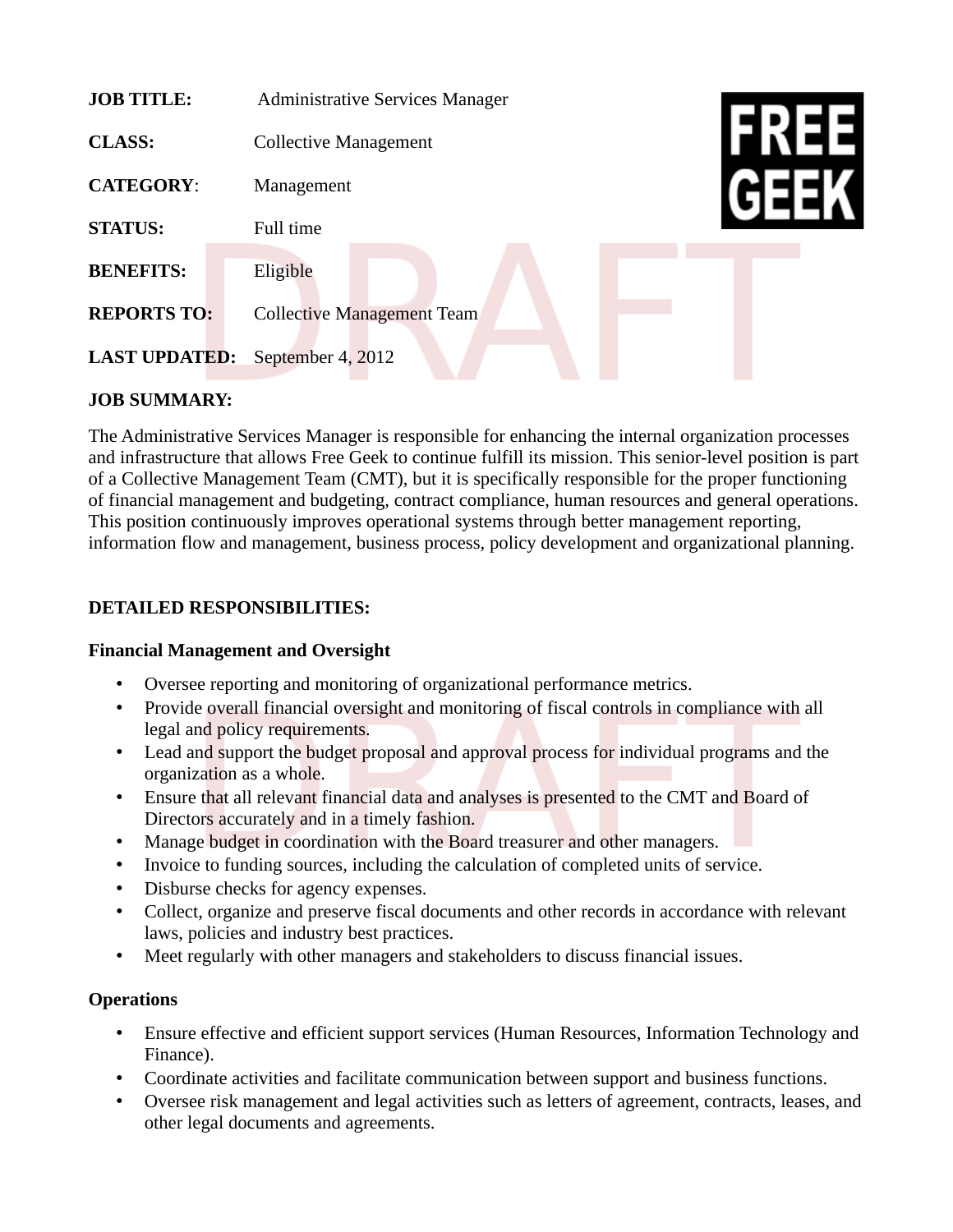**JOB TITLE:** Administrative Services Manager

**CLASS:** Collective Management

**CATEGORY:** Management

**STATUS:** Full time

**BENEFITS:** Eligible

**REPORTS TO:** Collective Management Team

**LAST UPDATED:** September 4, 2012

**JOB SUMMARY:**

The Administrative Services Manager is responsible for enhancing the internal organization processes and infrastructure that allows Free Geek to continue fulfill its mission. This senior-level position is part of a Collective Management Team (CMT), but it is specifically responsible for the proper functioning of financial management and budgeting, contract compliance, human resources and general operations. This position continuously improves operational systems through better management reporting, information flow and management, business process, policy development and organizational planning.

**DETAILED RESPONSIBILITIES:**

**Financial Management and Oversight**

- Oversee reporting and monitoring of organizational performance metrics.
- Provide overall financial oversight and monitoring of fiscal controls in compliance with all legal and policy requirements.
- Lead and support the budget proposal and approval process for individual programs and the organization as a whole.
- Ensure that all relevant financial data and analyses is presented to the CMT and Board of Directors accurately and in a timely fashion.
- Manage budget in coordination with the Board treasurer and other managers.
- Invoice to funding sources, including the calculation of completed units of service.
- Disburse checks for agency expenses.
- Collect, organize and preserve fiscal documents and other records in accordance with relevant laws, policies and industry best practices.
- Meet regularly with other managers and stakeholders to discuss financial issues.

**Operations**

- Ensure effective and efficient support services (Human Resources, Information Technology and Finance).
- Coordinate activities and facilitate communication between support and business functions.
- Oversee risk management and legal activities such as letters of agreement, contracts, leases, and other legal documents and agreements.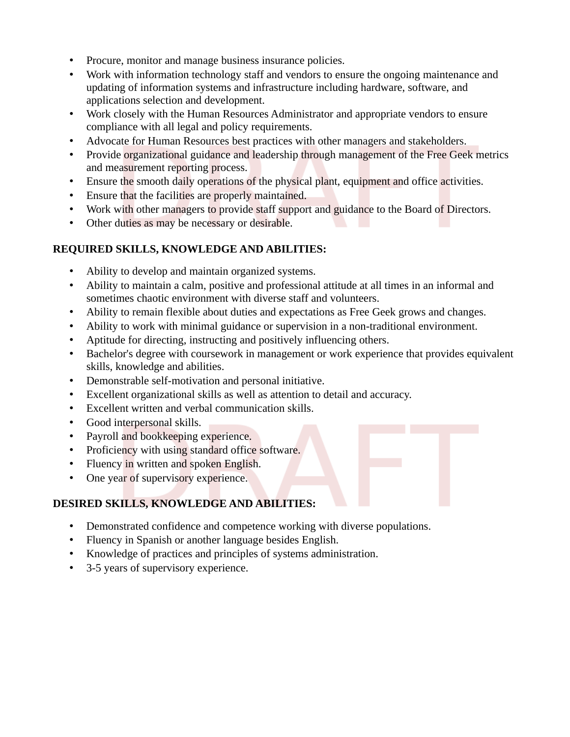- Procure, monitor and manage business insurance policies.
- Work with information technology staff and vendors to ensure the ongoing maintenance and updating of information systems and infrastructure including hardware, software, and applications selection and development.
- Work closely with the Human Resources Administrator and appropriate vendors to ensure compliance with all legal and policy requirements.
- Advocate for Human Resources best practices with other managers and stakeholders.
- Provide organizational guidance and leadership through management of the Free Geek metrics and measurement reporting process.
- Ensure the smooth daily operations of the physical plant, equipment and office activities.
- Ensure that the facilities are properly maintained.
- Work with other managers to provide staff support and guidance to the Board of Directors.
- Other duties as may be necessary or desirable.

**REQUIRED SKILLS, KNOWLEDGE AND ABILITIES:**

- Ability to develop and maintain organized systems.
- Ability to maintain a calm, positive and professional attitude at all times in an informal and sometimes chaotic environment with diverse staff and volunteers.
- Ability to remain flexible about duties and expectations as Free Geek grows and changes.
- Ability to work with minimal guidance or supervision in a non-traditional environment.
- Aptitude for directing, instructing and positively influencing others.
- Bachelor's degree with coursework in management or work experience that provides equivalent skills, knowledge and abilities.
- Demonstrable self-motivation and personal initiative.
- Excellent organizational skills as well as attention to detail and accuracy.
- Excellent written and verbal communication skills.
- Good interpersonal skills.
- Payroll and bookkeeping experience.
- Proficiency with using standard office software.
- Fluency in written and spoken English.
- One year of supervisory experience.

**DESIRED SKILLS, KNOWLEDGE AND ABILITIES:**

- Demonstrated confidence and competence working with diverse populations.
- Fluency in Spanish or another language besides English.
- Knowledge of practices and principles of systems administration.
- 3-5 years of supervisory experience.